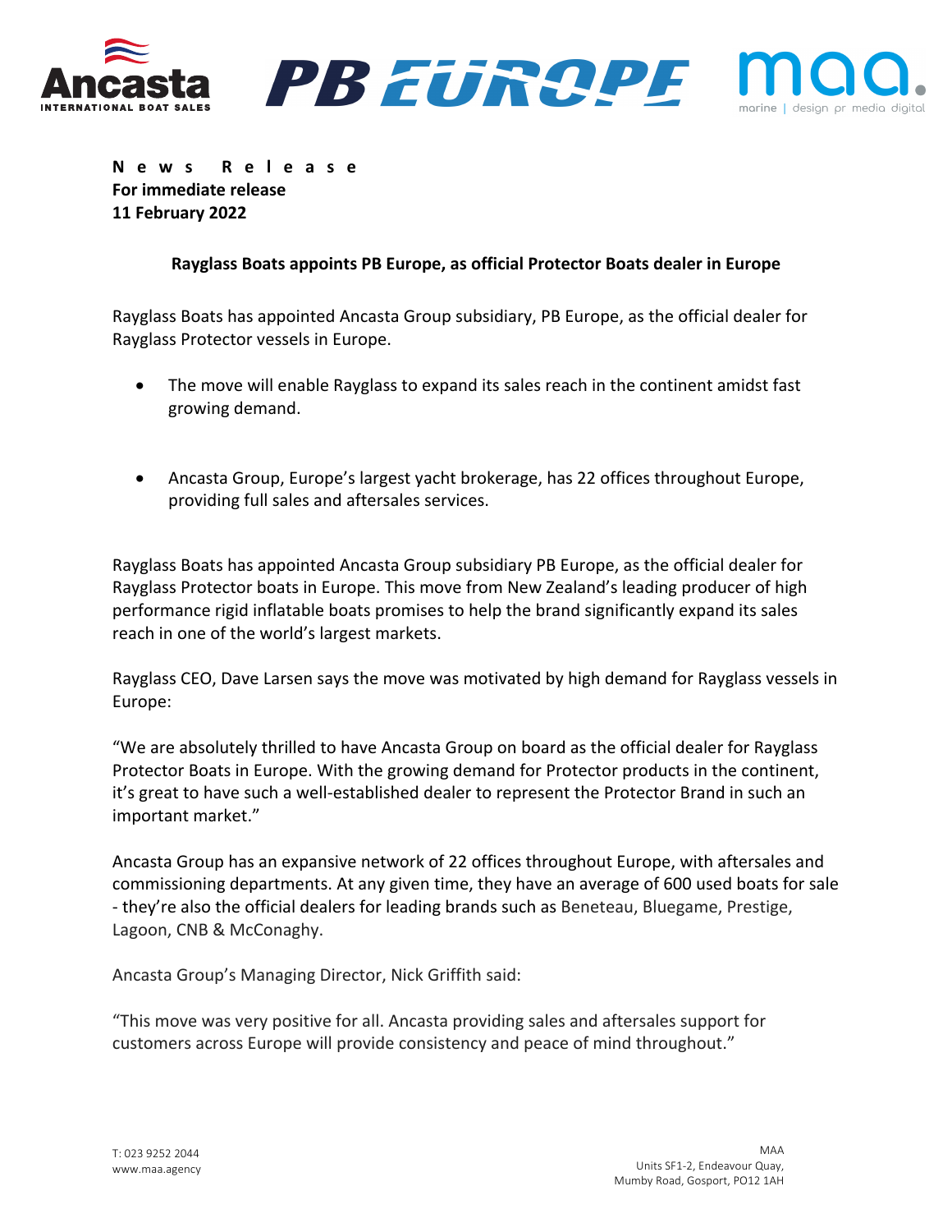**News Release**
**For immediate release**
**11 February 2022**

**Rayglass Boats appoints PB Europe, as official Protector Boats dealer in Europe**

Rayglass Boats has appointed Ancasta Group subsidiary, PB Europe, as the official dealer for Rayglass Protector vessels in Europe.

- The move will enable Rayglass to expand its sales reach in the continent amidst fast growing demand.

- Ancasta Group, Europe's largest yacht brokerage, has 22 offices throughout Europe, providing full sales and aftersales services.

Rayglass Boats has appointed Ancasta Group subsidiary PB Europe, as the official dealer for Rayglass Protector boats in Europe. This move from New Zealand's leading producer of high performance rigid inflatable boats promises to help the brand significantly expand its sales reach in one of the world's largest markets.

Rayglass CEO, Dave Larsen says the move was motivated by high demand for Rayglass vessels in Europe:

"We are absolutely thrilled to have Ancasta Group on board as the official dealer for Rayglass Protector Boats in Europe. With the growing demand for Protector products in the continent, it's great to have such a well-established dealer to represent the Protector Brand in such an important market."

Ancasta Group has an expansive network of 22 offices throughout Europe, with aftersales and commissioning departments. At any given time, they have an average of 600 used boats for sale - they're also the official dealers for leading brands such as Beneteau, Bluegame, Prestige, Lagoon, CNB & McConaghy.

Ancasta Group's Managing Director, Nick Griffith said:

"This move was very positive for all. Ancasta providing sales and aftersales support for customers across Europe will provide consistency and peace of mind throughout."

T: 023 9252 2044
www.maa.agency

MAA
Units SF1-2, Endeavour Quay,
Mumby Road, Gosport, PO12 1AH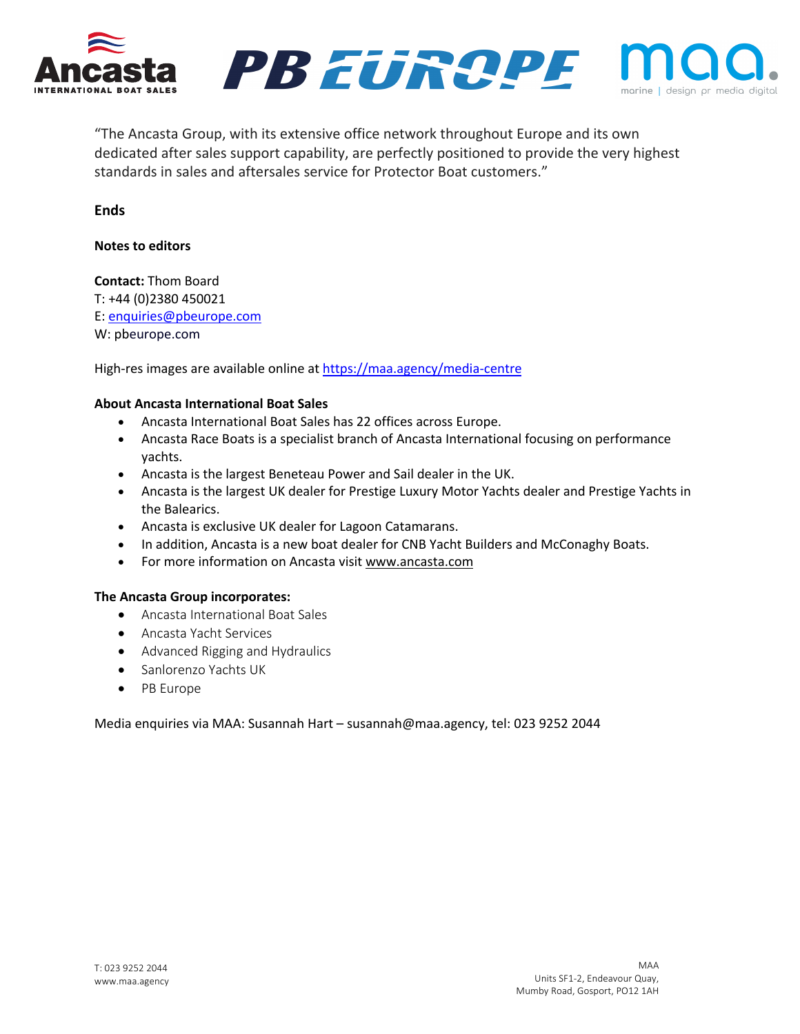"The Ancasta Group, with its extensive office network throughout Europe and its own dedicated after sales support capability, are perfectly positioned to provide the very highest standards in sales and aftersales service for Protector Boat customers."

**Ends**

**Notes to editors**

**Contact:** Thom Board
T: +44 (0)2380 450021
E: enquiries@pbeurope.com
W: pbeurope.com

High-res images are available online at https://maa.agency/media-centre

**About Ancasta International Boat Sales**

- Ancasta International Boat Sales has 22 offices across Europe.
- Ancasta Race Boats is a specialist branch of Ancasta International focusing on performance yachts.
- Ancasta is the largest Beneteau Power and Sail dealer in the UK.
- Ancasta is the largest UK dealer for Prestige Luxury Motor Yachts dealer and Prestige Yachts in the Balearics.
- Ancasta is exclusive UK dealer for Lagoon Catamarans.
- In addition, Ancasta is a new boat dealer for CNB Yacht Builders and McConaghy Boats.
- For more information on Ancasta visit www.ancasta.com

**The Ancasta Group incorporates:**

- Ancasta International Boat Sales
- Ancasta Yacht Services
- Advanced Rigging and Hydraulics
- Sanlorenzo Yachts UK
- PB Europe

Media enquiries via MAA: Susannah Hart – susannah@maa.agency, tel: 023 9252 2044